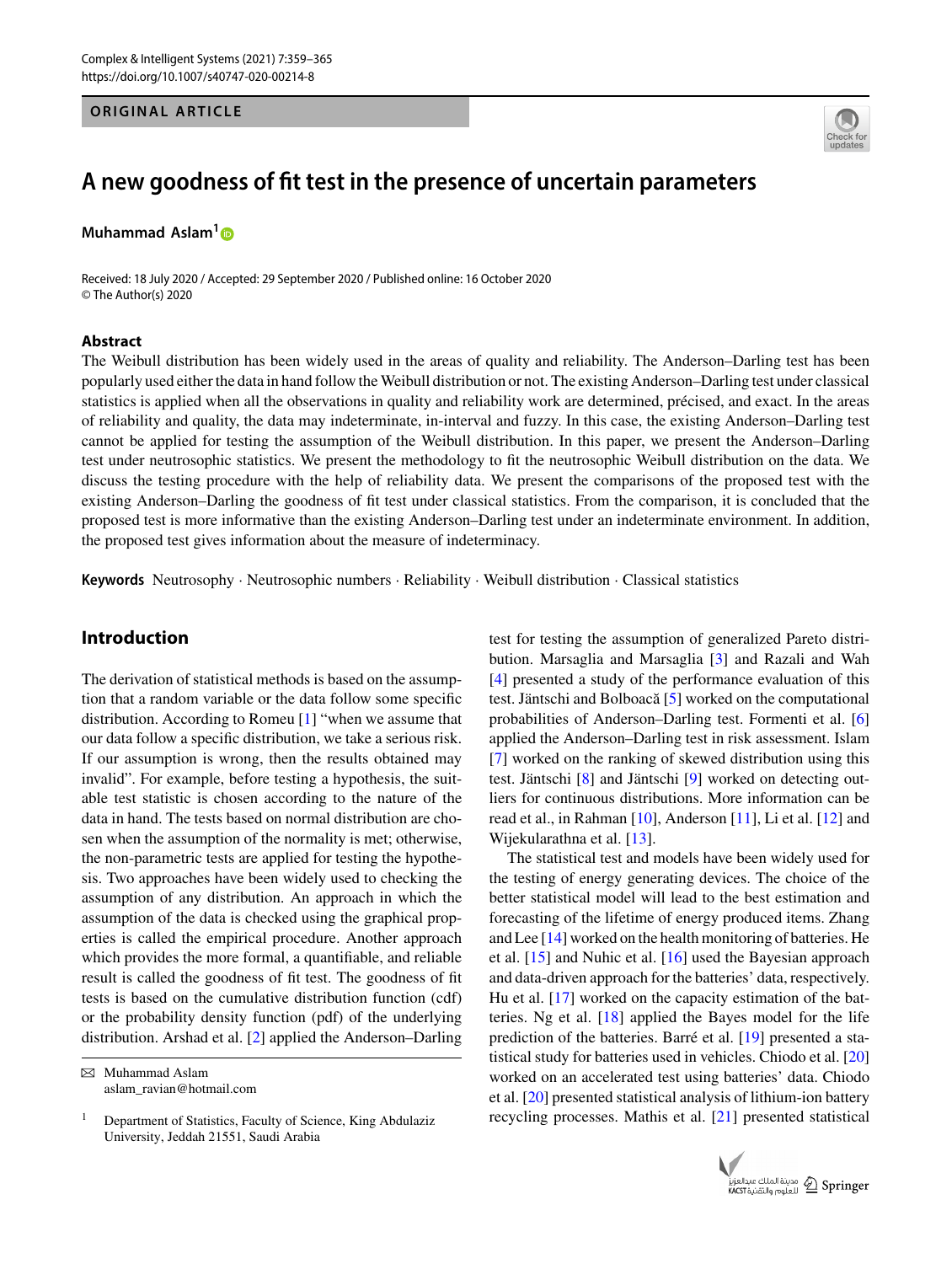ORIGINAL ARTICLE

# A new goodness of fit test in the presence of uncertain parameters

**Muhammad Aslam**[1]

Received: 18 July 2020 / Accepted: 29 September 2020 / Published online: 16 October 2020
© The Author(s) 2020

## Abstract

The Weibull distribution has been widely used in the areas of quality and reliability. The Anderson–Darling test has been popularly used either the data in hand follow the Weibull distribution or not. The existing Anderson–Darling test under classical statistics is applied when all the observations in quality and reliability work are determined, précised, and exact. In the areas of reliability and quality, the data may indeterminate, in-interval and fuzzy. In this case, the existing Anderson–Darling test cannot be applied for testing the assumption of the Weibull distribution. In this paper, we present the Anderson–Darling test under neutrosophic statistics. We present the methodology to fit the neutrosophic Weibull distribution on the data. We discuss the testing procedure with the help of reliability data. We present the comparisons of the proposed test with the existing Anderson–Darling the goodness of fit test under classical statistics. From the comparison, it is concluded that the proposed test is more informative than the existing Anderson–Darling test under an indeterminate environment. In addition, the proposed test gives information about the measure of indeterminacy.

**Keywords** Neutrosophy · Neutrosophic numbers · Reliability · Weibull distribution · Classical statistics

## Introduction

The derivation of statistical methods is based on the assumption that a random variable or the data follow some specific distribution. According to Romeu [1] "when we assume that our data follow a specific distribution, we take a serious risk. If our assumption is wrong, then the results obtained may invalid". For example, before testing a hypothesis, the suitable test statistic is chosen according to the nature of the data in hand. The tests based on normal distribution are chosen when the assumption of the normality is met; otherwise, the non-parametric tests are applied for testing the hypothesis. Two approaches have been widely used to checking the assumption of any distribution. An approach in which the assumption of the data is checked using the graphical properties is called the empirical procedure. Another approach which provides the more formal, a quantifiable, and reliable result is called the goodness of fit test. The goodness of fit tests is based on the cumulative distribution function (cdf) or the probability density function (pdf) of the underlying distribution. Arshad et al. [2] applied the Anderson–Darling test for testing the assumption of generalized Pareto distribution. Marsaglia and Marsaglia [3] and Razali and Wah [4] presented a study of the performance evaluation of this test. Jäntschi and Bolboacă [5] worked on the computational probabilities of Anderson–Darling test. Formenti et al. [6] applied the Anderson–Darling test in risk assessment. Islam [7] worked on the ranking of skewed distribution using this test. Jäntschi [8] and Jäntschi [9] worked on detecting outliers for continuous distributions. More information can be read et al., in Rahman [10], Anderson [11], Li et al. [12] and Wijekularathna et al. [13].

The statistical test and models have been widely used for the testing of energy generating devices. The choice of the better statistical model will lead to the best estimation and forecasting of the lifetime of energy produced items. Zhang and Lee [14] worked on the health monitoring of batteries. He et al. [15] and Nuhic et al. [16] used the Bayesian approach and data-driven approach for the batteries' data, respectively. Hu et al. [17] worked on the capacity estimation of the batteries. Ng et al. [18] applied the Bayes model for the life prediction of the batteries. Barré et al. [19] presented a statistical study for batteries used in vehicles. Chiodo et al. [20] worked on an accelerated test using batteries' data. Chiodo et al. [20] presented statistical analysis of lithium-ion battery recycling processes. Mathis et al. [21] presented statistical

✉ Muhammad Aslam
aslam_ravian@hotmail.com

[1] Department of Statistics, Faculty of Science, King Abdulaziz University, Jeddah 21551, Saudi Arabia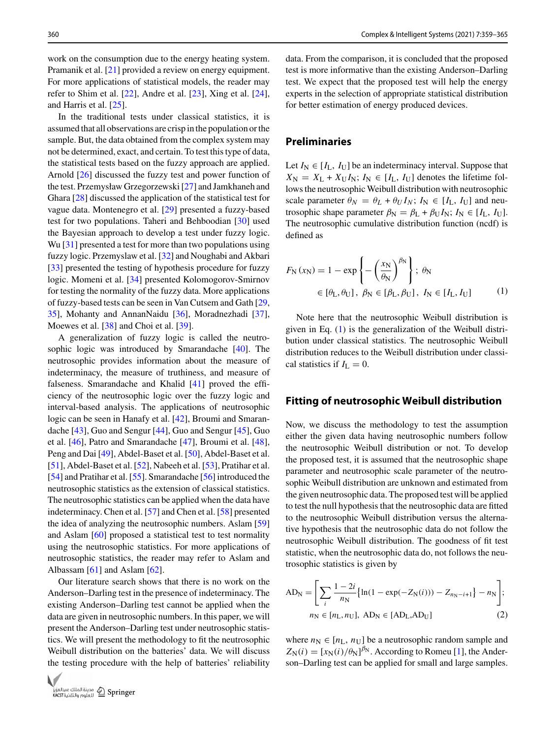work on the consumption due to the energy heating system. Pramanik et al. [21] provided a review on energy equipment. For more applications of statistical models, the reader may refer to Shim et al. [22], Andre et al. [23], Xing et al. [24], and Harris et al. [25].

In the traditional tests under classical statistics, it is assumed that all observations are crisp in the population or the sample. But, the data obtained from the complex system may not be determined, exact, and certain. To test this type of data, the statistical tests based on the fuzzy approach are applied. Arnold [26] discussed the fuzzy test and power function of the test. Przemysław Grzegorzewski [27] and Jamkhaneh and Ghara [28] discussed the application of the statistical test for vague data. Montenegro et al. [29] presented a fuzzy-based test for two populations. Taheri and Behboodian [30] used the Bayesian approach to develop a test under fuzzy logic. Wu [31] presented a test for more than two populations using fuzzy logic. Przemyslaw et al. [32] and Noughabi and Akbari [33] presented the testing of hypothesis procedure for fuzzy logic. Momeni et al. [34] presented Kolomogorov-Smirnov for testing the normality of the fuzzy data. More applications of fuzzy-based tests can be seen in Van Cutsem and Gath [29, 35], Mohanty and AnnanNaidu [36], Moradnezhadi [37], Moewes et al. [38] and Choi et al. [39].

A generalization of fuzzy logic is called the neutrosophic logic was introduced by Smarandache [40]. The neutrosophic provides information about the measure of indeterminacy, the measure of truthiness, and measure of falseness. Smarandache and Khalid [41] proved the efficiency of the neutrosophic logic over the fuzzy logic and interval-based analysis. The applications of neutrosophic logic can be seen in Hanafy et al. [42], Broumi and Smarandache [43], Guo and Sengur [44], Guo and Sengur [45], Guo et al. [46], Patro and Smarandache [47], Broumi et al. [48], Peng and Dai [49], Abdel-Baset et al. [50], Abdel-Baset et al. [51], Abdel-Baset et al. [52], Nabeeh et al. [53], Pratihar et al. [54] and Pratihar et al. [55]. Smarandache [56] introduced the neutrosophic statistics as the extension of classical statistics. The neutrosophic statistics can be applied when the data have indeterminacy. Chen et al. [57] and Chen et al. [58] presented the idea of analyzing the neutrosophic numbers. Aslam [59] and Aslam [60] proposed a statistical test to test normality using the neutrosophic statistics. For more applications of neutrosophic statistics, the reader may refer to Aslam and Albassam [61] and Aslam [62].

Our literature search shows that there is no work on the Anderson–Darling test in the presence of indeterminacy. The existing Anderson–Darling test cannot be applied when the data are given in neutrosophic numbers. In this paper, we will present the Anderson–Darling test under neutrosophic statistics. We will present the methodology to fit the neutrosophic Weibull distribution on the batteries' data. We will discuss the testing procedure with the help of batteries' reliability data. From the comparison, it is concluded that the proposed test is more informative than the existing Anderson–Darling test. We expect that the proposed test will help the energy experts in the selection of appropriate statistical distribution for better estimation of energy produced devices.

## Preliminaries

Let $I_N \in [I_L, I_U]$ be an indeterminacy interval. Suppose that $X_N = X_L + X_U I_N;\ I_N \in [I_L, I_U]$ denotes the lifetime follows the neutrosophic Weibull distribution with neutrosophic scale parameter $\theta_N = \theta_L + \theta_U I_N;\ I_N \in [I_L, I_U]$ and neutrosophic shape parameter $\beta_N = \beta_L + \beta_U I_N;\ I_N \in [I_L, I_U]$. The neutrosophic cumulative distribution function (ncdf) is defined as

$$F_N(x_N) = 1 - \exp\left\{-\left(\frac{x_N}{\theta_N}\right)^{\beta_N}\right\};\ \theta_N \in [\theta_L, \theta_U],\ \beta_N \in [\beta_L, \beta_U],\ I_N \in [I_L, I_U] \tag{1}$$

Note here that the neutrosophic Weibull distribution is given in Eq. (1) is the generalization of the Weibull distribution under classical statistics. The neutrosophic Weibull distribution reduces to the Weibull distribution under classical statistics if $I_L = 0$.

## Fitting of neutrosophic Weibull distribution

Now, we discuss the methodology to test the assumption either the given data having neutrosophic numbers follow the neutrosophic Weibull distribution or not. To develop the proposed test, it is assumed that the neutrosophic shape parameter and neutrosophic scale parameter of the neutrosophic Weibull distribution are unknown and estimated from the given neutrosophic data. The proposed test will be applied to test the null hypothesis that the neutrosophic data are fitted to the neutrosophic Weibull distribution versus the alternative hypothesis that the neutrosophic data do not follow the neutrosophic Weibull distribution. The goodness of fit test statistic, when the neutrosophic data do, not follows the neutrosophic statistics is given by

$$AD_N = \left[\sum_i \frac{1-2i}{n_N}\left\{\ln(1-\exp(-Z_N(i))) - Z_{n_N-i+1}\right\} - n_N\right];\ n_N \in [n_L, n_U],\ AD_N \in [AD_L, AD_U] \tag{2}$$

where $n_N \in [n_L, n_U]$ be a neutrosophic random sample and $Z_N(i) = [x_N(i)/\theta_N]^{\beta_N}$. According to Romeu [1], the Anderson–Darling test can be applied for small and large samples.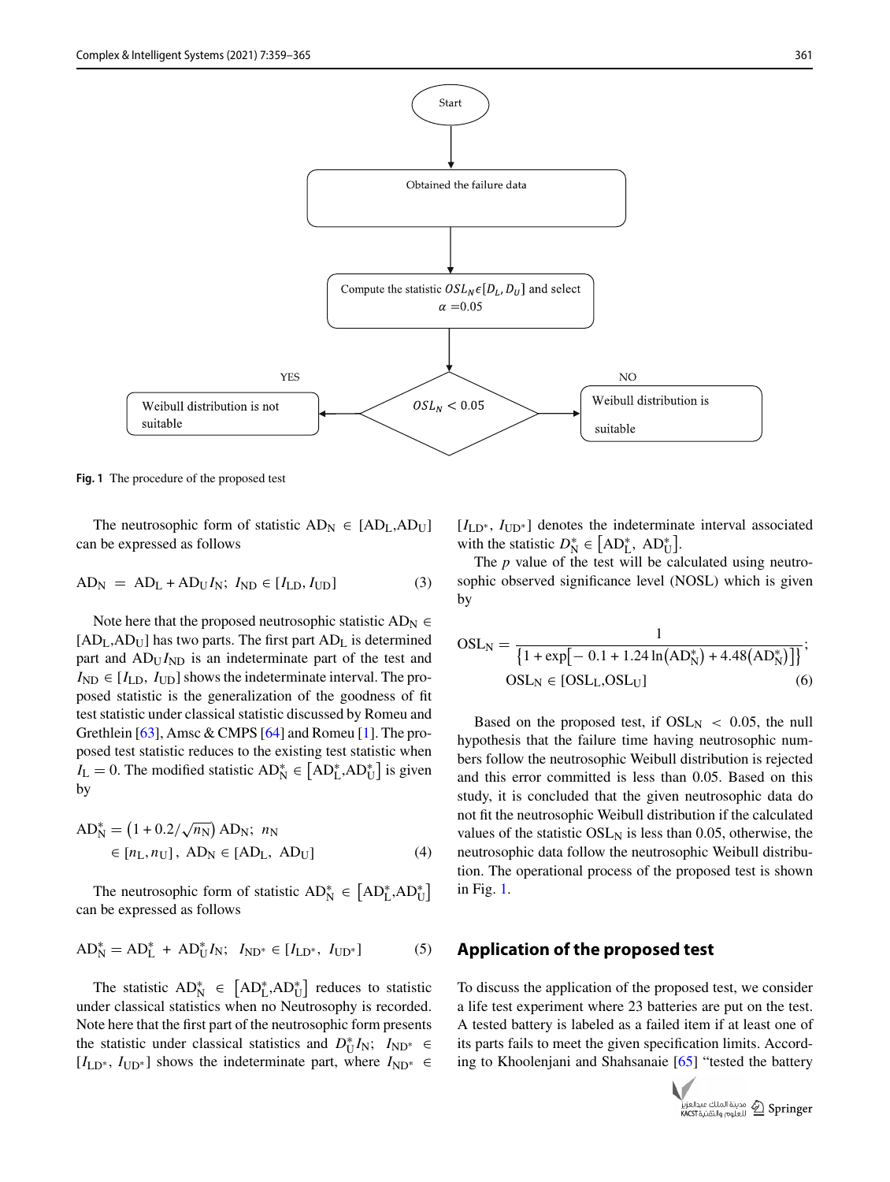Start

Obtained the failure data

Compute the statistic $OSL_N \epsilon [D_L, D_U]$ and select $\alpha = 0.05$

$OSL_N < 0.05$

YES: Weibull distribution is not suitable

NO: Weibull distribution is suitable

**Fig. 1** The procedure of the proposed test

The neutrosophic form of statistic $\mathrm{AD_N} \in [\mathrm{AD_L}, \mathrm{AD_U}]$ can be expressed as follows

$$\mathrm{AD_N} = \mathrm{AD_L} + \mathrm{AD_U} I_\mathrm{N};\ I_\mathrm{ND} \in [I_\mathrm{LD}, I_\mathrm{UD}] \tag{3}$$

Note here that the proposed neutrosophic statistic $\mathrm{AD_N} \in [\mathrm{AD_L}, \mathrm{AD_U}]$ has two parts. The first part $\mathrm{AD_L}$ is determined part and $\mathrm{AD_U} I_\mathrm{ND}$ is an indeterminate part of the test and $I_\mathrm{ND} \in [I_\mathrm{LD}, I_\mathrm{UD}]$ shows the indeterminate interval. The proposed statistic is the generalization of the goodness of fit test statistic under classical statistic discussed by Romeu and Grethlein [63], Amsc & CMPS [64] and Romeu [1]. The proposed test statistic reduces to the existing test statistic when $I_\mathrm{L} = 0$. The modified statistic $\mathrm{AD}_\mathrm{N}^* \in [\mathrm{AD}_\mathrm{L}^*, \mathrm{AD}_\mathrm{U}^*]$ is given by

$$\mathrm{AD}_\mathrm{N}^* = \left(1 + 0.2/\sqrt{n_\mathrm{N}}\right) \mathrm{AD_N};\ n_\mathrm{N} \in [n_\mathrm{L}, n_\mathrm{U}],\ \mathrm{AD_N} \in [\mathrm{AD_L},\ \mathrm{AD_U}] \tag{4}$$

The neutrosophic form of statistic $\mathrm{AD}_\mathrm{N}^* \in [\mathrm{AD}_\mathrm{L}^*, \mathrm{AD}_\mathrm{U}^*]$ can be expressed as follows

$$\mathrm{AD}_\mathrm{N}^* = \mathrm{AD}_\mathrm{L}^* + \mathrm{AD}_\mathrm{U}^* I_\mathrm{N};\ I_{\mathrm{ND}^*} \in [I_{\mathrm{LD}^*},\ I_{\mathrm{UD}^*}] \tag{5}$$

The statistic $\mathrm{AD}_\mathrm{N}^* \in [\mathrm{AD}_\mathrm{L}^*, \mathrm{AD}_\mathrm{U}^*]$ reduces to statistic under classical statistics when no Neutrosophy is recorded. Note here that the first part of the neutrosophic form presents the statistic under classical statistics and $D_\mathrm{U}^* I_\mathrm{N};\ I_{\mathrm{ND}^*} \in [I_{\mathrm{LD}^*},\ I_{\mathrm{UD}^*}]$ shows the indeterminate part, where $I_{\mathrm{ND}^*} \in [I_{\mathrm{LD}^*},\ I_{\mathrm{UD}^*}]$ denotes the indeterminate interval associated with the statistic $D_\mathrm{N}^* \in [\mathrm{AD}_\mathrm{L}^*,\ \mathrm{AD}_\mathrm{U}^*]$.

The $p$ value of the test will be calculated using neutrosophic observed significance level (NOSL) which is given by

$$\mathrm{OSL_N} = \frac{1}{\left\{1 + \exp\left[-0.1 + 1.24 \ln\left(\mathrm{AD}_\mathrm{N}^*\right) + 4.48\left(\mathrm{AD}_\mathrm{N}^*\right)\right]\right\}};\quad \mathrm{OSL_N} \in [\mathrm{OSL_L}, \mathrm{OSL_U}] \tag{6}$$

Based on the proposed test, if $\mathrm{OSL_N} < 0.05$, the null hypothesis that the failure time having neutrosophic numbers follow the neutrosophic Weibull distribution is rejected and this error committed is less than 0.05. Based on this study, it is concluded that the given neutrosophic data do not fit the neutrosophic Weibull distribution if the calculated values of the statistic $\mathrm{OSL_N}$ is less than 0.05, otherwise, the neutrosophic data follow the neutrosophic Weibull distribution. The operational process of the proposed test is shown in Fig. 1.

## Application of the proposed test

To discuss the application of the proposed test, we consider a life test experiment where 23 batteries are put on the test. A tested battery is labeled as a failed item if at least one of its parts fails to meet the given specification limits. According to Khoolenjani and Shahsanaie [65] "tested the battery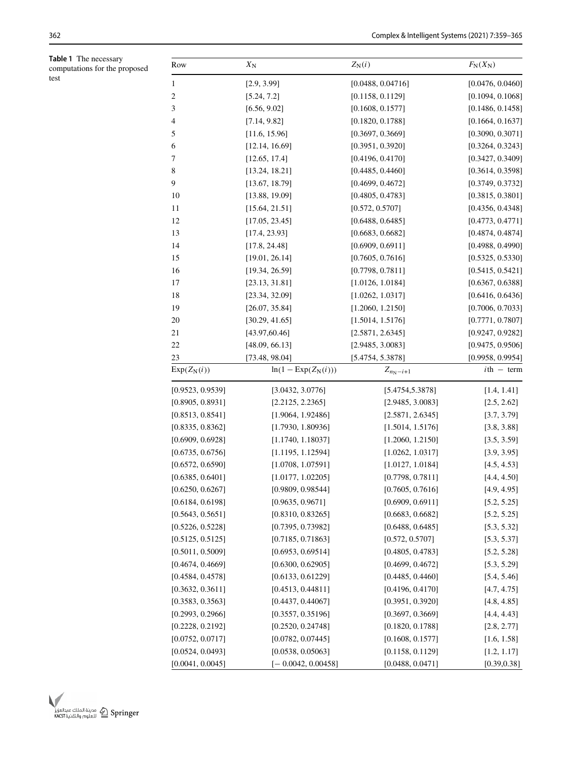**Table 1** The necessary computations for the proposed test

| Row | $X_N$ | $Z_N(i)$ | $F_N(X_N)$ |
|---|---|---|---|
| 1 | [2.9, 3.99] | [0.0488, 0.04716] | [0.0476, 0.0460] |
| 2 | [5.24, 7.2] | [0.1158, 0.1129] | [0.1094, 0.1068] |
| 3 | [6.56, 9.02] | [0.1608, 0.1577] | [0.1486, 0.1458] |
| 4 | [7.14, 9.82] | [0.1820, 0.1788] | [0.1664, 0.1637] |
| 5 | [11.6, 15.96] | [0.3697, 0.3669] | [0.3090, 0.3071] |
| 6 | [12.14, 16.69] | [0.3951, 0.3920] | [0.3264, 0.3243] |
| 7 | [12.65, 17.4] | [0.4196, 0.4170] | [0.3427, 0.3409] |
| 8 | [13.24, 18.21] | [0.4485, 0.4460] | [0.3614, 0.3598] |
| 9 | [13.67, 18.79] | [0.4699, 0.4672] | [0.3749, 0.3732] |
| 10 | [13.88, 19.09] | [0.4805, 0.4783] | [0.3815, 0.3801] |
| 11 | [15.64, 21.51] | [0.572, 0.5707] | [0.4356, 0.4348] |
| 12 | [17.05, 23.45] | [0.6488, 0.6485] | [0.4773, 0.4771] |
| 13 | [17.4, 23.93] | [0.6683, 0.6682] | [0.4874, 0.4874] |
| 14 | [17.8, 24.48] | [0.6909, 0.6911] | [0.4988, 0.4990] |
| 15 | [19.01, 26.14] | [0.7605, 0.7616] | [0.5325, 0.5330] |
| 16 | [19.34, 26.59] | [0.7798, 0.7811] | [0.5415, 0.5421] |
| 17 | [23.13, 31.81] | [1.0126, 1.0184] | [0.6367, 0.6388] |
| 18 | [23.34, 32.09] | [1.0262, 1.0317] | [0.6416, 0.6436] |
| 19 | [26.07, 35.84] | [1.2060, 1.2150] | [0.7006, 0.7033] |
| 20 | [30.29, 41.65] | [1.5014, 1.5176] | [0.7771, 0.7807] |
| 21 | [43.97,60.46] | [2.5871, 2.6345] | [0.9247, 0.9282] |
| 22 | [48.09, 66.13] | [2.9485, 3.0083] | [0.9475, 0.9506] |
| 23 | [73.48, 98.04] | [5.4754, 5.3878] | [0.9958, 0.9954] |
| $\text{Exp}(Z_N(i))$ | $\ln(1-\text{Exp}(Z_N(i)))$ | $Z_{n_N-i+1}$ | $i$th − term |
| [0.9523, 0.9539] | [3.0432, 3.0776] | [5.4754,5.3878] | [1.4, 1.41] |
| [0.8905, 0.8931] | [2.2125, 2.2365] | [2.9485, 3.0083] | [2.5, 2.62] |
| [0.8513, 0.8541] | [1.9064, 1.92486] | [2.5871, 2.6345] | [3.7, 3.79] |
| [0.8335, 0.8362] | [1.7930, 1.80936] | [1.5014, 1.5176] | [3.8, 3.88] |
| [0.6909, 0.6928] | [1.1740, 1.18037] | [1.2060, 1.2150] | [3.5, 3.59] |
| [0.6735, 0.6756] | [1.1195, 1.12594] | [1.0262, 1.0317] | [3.9, 3.95] |
| [0.6572, 0.6590] | [1.0708, 1.07591] | [1.0127, 1.0184] | [4.5, 4.53] |
| [0.6385, 0.6401] | [1.0177, 1.02205] | [0.7798, 0.7811] | [4.4, 4.50] |
| [0.6250, 0.6267] | [0.9809, 0.98544] | [0.7605, 0.7616] | [4.9, 4.95] |
| [0.6184, 0.6198] | [0.9635, 0.9671] | [0.6909, 0.6911] | [5.2, 5.25] |
| [0.5643, 0.5651] | [0.8310, 0.83265] | [0.6683, 0.6682] | [5.2, 5.25] |
| [0.5226, 0.5228] | [0.7395, 0.73982] | [0.6488, 0.6485] | [5.3, 5.32] |
| [0.5125, 0.5125] | [0.7185, 0.71863] | [0.572, 0.5707] | [5.3, 5.37] |
| [0.5011, 0.5009] | [0.6953, 0.69514] | [0.4805, 0.4783] | [5.2, 5.28] |
| [0.4674, 0.4669] | [0.6300, 0.62905] | [0.4699, 0.4672] | [5.3, 5.29] |
| [0.4584, 0.4578] | [0.6133, 0.61229] | [0.4485, 0.4460] | [5.4, 5.46] |
| [0.3632, 0.3611] | [0.4513, 0.44811] | [0.4196, 0.4170] | [4.7, 4.75] |
| [0.3583, 0.3563] | [0.4437, 0.44067] | [0.3951, 0.3920] | [4.8, 4.85] |
| [0.2993, 0.2966] | [0.3557, 0.35196] | [0.3697, 0.3669] | [4.4, 4.43] |
| [0.2228, 0.2192] | [0.2520, 0.24748] | [0.1820, 0.1788] | [2.8, 2.77] |
| [0.0752, 0.0717] | [0.0782, 0.07445] | [0.1608, 0.1577] | [1.6, 1.58] |
| [0.0524, 0.0493] | [0.0538, 0.05063] | [0.1158, 0.1129] | [1.2, 1.17] |
| [0.0041, 0.0045] | [− 0.0042, 0.00458] | [0.0488, 0.0471] | [0.39,0.38] |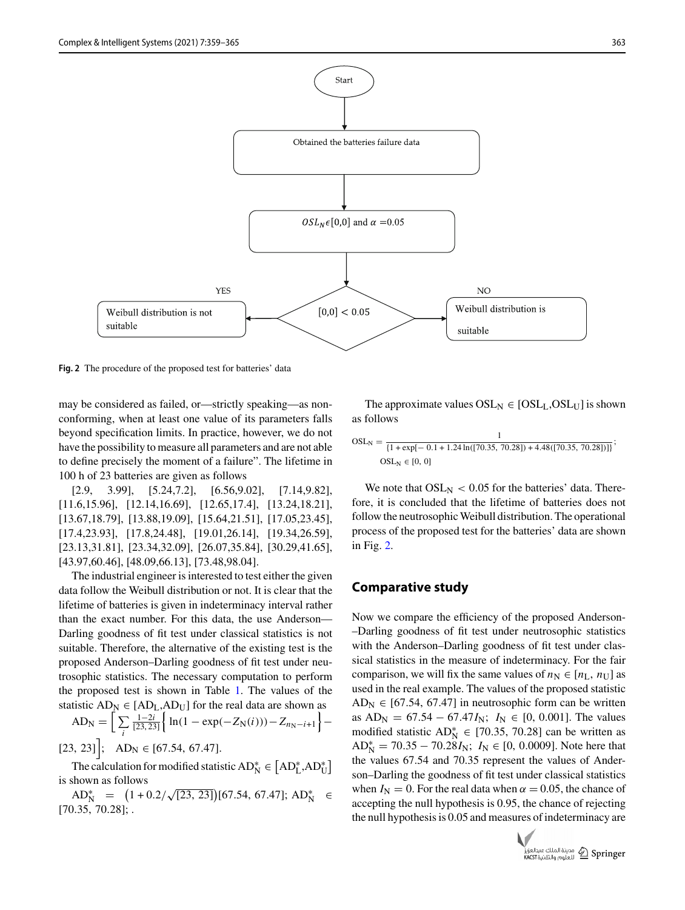Start

Obtained the batteries failure data

$OSL_N \epsilon [0,0]$ and $\alpha = 0.05$

$[0,0] < 0.05$

YES — Weibull distribution is not suitable

NO — Weibull distribution is suitable

**Fig. 2** The procedure of the proposed test for batteries' data

may be considered as failed, or—strictly speaking—as nonconforming, when at least one value of its parameters falls beyond specification limits. In practice, however, we do not have the possibility to measure all parameters and are not able to define precisely the moment of a failure". The lifetime in 100 h of 23 batteries are given as follows

[2.9, 3.99], [5.24,7.2], [6.56,9.02], [7.14,9.82], [11.6,15.96], [12.14,16.69], [12.65,17.4], [13.24,18.21], [13.67,18.79], [13.88,19.09], [15.64,21.51], [17.05,23.45], [17.4,23.93], [17.8,24.48], [19.01,26.14], [19.34,26.59], [23.13,31.81], [23.34,32.09], [26.07,35.84], [30.29,41.65], [43.97,60.46], [48.09,66.13], [73.48,98.04].

The industrial engineer is interested to test either the given data follow the Weibull distribution or not. It is clear that the lifetime of batteries is given in indeterminacy interval rather than the exact number. For this data, the use Anderson—Darling goodness of fit test under classical statistics is not suitable. Therefore, the alternative of the existing test is the proposed Anderson–Darling goodness of fit test under neutrosophic statistics. The necessary computation to perform the proposed test is shown in Table 1. The values of the statistic $AD_N \in [AD_L, AD_U]$ for the real data are shown as

$$AD_N = \left[ \sum_i \frac{1-2i}{[23, 23]} \left\{ \ln(1 - \exp(-Z_N(i))) - Z_{n_N - i+1} \right\} - [23, 23] \right]; \quad AD_N \in [67.54, 67.47].$$

The calculation for modified statistic $AD_N^* \in \left[AD_L^*, AD_U^*\right]$ is shown as follows

$$AD_N^* = \left(1 + 0.2/\sqrt{[23, 23]}\right)[67.54, 67.47]; \; AD_N^* \in [70.35, 70.28]; .$$

The approximate values $OSL_N \in [OSL_L, OSL_U]$ is shown as follows

$$OSL_N = \frac{1}{\{1 + \exp[-0.1 + 1.24 \ln([70.35, 70.28]) + 4.48([70.35, 70.28])]\}};$$
$$OSL_N \in [0, 0]$$

We note that $OSL_N < 0.05$ for the batteries' data. Therefore, it is concluded that the lifetime of batteries does not follow the neutrosophic Weibull distribution. The operational process of the proposed test for the batteries' data are shown in Fig. 2.

## Comparative study

Now we compare the efficiency of the proposed Anderson–Darling goodness of fit test under neutrosophic statistics with the Anderson–Darling goodness of fit test under classical statistics in the measure of indeterminacy. For the fair comparison, we will fix the same values of $n_N \in [n_L, n_U]$ as used in the real example. The values of the proposed statistic $AD_N \in [67.54, 67.47]$ in neutrosophic form can be written as $AD_N = 67.54 - 67.47 I_N$; $I_N \in [0, 0.001]$. The values modified statistic $AD_N^* \in [70.35, 70.28]$ can be written as $AD_N^* = 70.35 - 70.28 I_N$; $I_N \in [0, 0.0009]$. Note here that the values 67.54 and 70.35 represent the values of Anderson–Darling the goodness of fit test under classical statistics when $I_N = 0$. For the real data when $\alpha = 0.05$, the chance of accepting the null hypothesis is 0.95, the chance of rejecting the null hypothesis is 0.05 and measures of indeterminacy are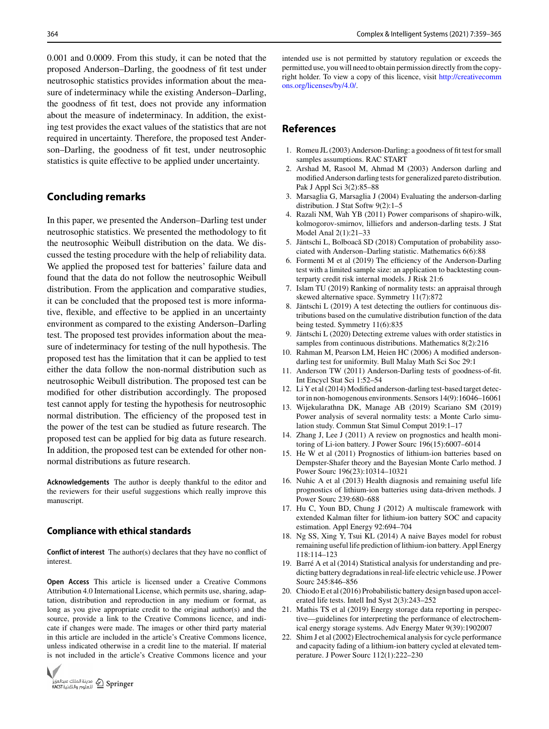0.001 and 0.0009. From this study, it can be noted that the proposed Anderson–Darling, the goodness of fit test under neutrosophic statistics provides information about the measure of indeterminacy while the existing Anderson–Darling, the goodness of fit test, does not provide any information about the measure of indeterminacy. In addition, the existing test provides the exact values of the statistics that are not required in uncertainty. Therefore, the proposed Anderson–Darling, the goodness of fit test, under neutrosophic statistics is quite effective to be applied under uncertainty.

## Concluding remarks

In this paper, we presented the Anderson–Darling test under neutrosophic statistics. We presented the methodology to fit the neutrosophic Weibull distribution on the data. We discussed the testing procedure with the help of reliability data. We applied the proposed test for batteries' failure data and found that the data do not follow the neutrosophic Weibull distribution. From the application and comparative studies, it can be concluded that the proposed test is more informative, flexible, and effective to be applied in an uncertainty environment as compared to the existing Anderson–Darling test. The proposed test provides information about the measure of indeterminacy for testing of the null hypothesis. The proposed test has the limitation that it can be applied to test either the data follow the non-normal distribution such as neutrosophic Weibull distribution. The proposed test can be modified for other distribution accordingly. The proposed test cannot apply for testing the hypothesis for neutrosophic normal distribution. The efficiency of the proposed test in the power of the test can be studied as future research. The proposed test can be applied for big data as future research. In addition, the proposed test can be extended for other non-normal distributions as future research.

**Acknowledgements** The author is deeply thankful to the editor and the reviewers for their useful suggestions which really improve this manuscript.

### Compliance with ethical standards

**Conflict of interest** The author(s) declares that they have no conflict of interest.

**Open Access** This article is licensed under a Creative Commons Attribution 4.0 International License, which permits use, sharing, adaptation, distribution and reproduction in any medium or format, as long as you give appropriate credit to the original author(s) and the source, provide a link to the Creative Commons licence, and indicate if changes were made. The images or other third party material in this article are included in the article's Creative Commons licence, unless indicated otherwise in a credit line to the material. If material is not included in the article's Creative Commons licence and your intended use is not permitted by statutory regulation or exceeds the permitted use, you will need to obtain permission directly from the copyright holder. To view a copy of this licence, visit http://creativecommons.org/licenses/by/4.0/.

## References

1. Romeu JL (2003) Anderson-Darling: a goodness of fit test for small samples assumptions. RAC START
2. Arshad M, Rasool M, Ahmad M (2003) Anderson darling and modified Anderson darling tests for generalized pareto distribution. Pak J Appl Sci 3(2):85–88
3. Marsaglia G, Marsaglia J (2004) Evaluating the anderson-darling distribution. J Stat Softw 9(2):1–5
4. Razali NM, Wah YB (2011) Power comparisons of shapiro-wilk, kolmogorov-smirnov, lilliefors and anderson-darling tests. J Stat Model Anal 2(1):21–33
5. Jäntschi L, Bolboacă SD (2018) Computation of probability associated with Anderson–Darling statistic. Mathematics 6(6):88
6. Formenti M et al (2019) The efficiency of the Anderson-Darling test with a limited sample size: an application to backtesting counterparty credit risk internal models. J Risk 21:6
7. Islam TU (2019) Ranking of normality tests: an appraisal through skewed alternative space. Symmetry 11(7):872
8. Jäntschi L (2019) A test detecting the outliers for continuous distributions based on the cumulative distribution function of the data being tested. Symmetry 11(6):835
9. Jäntschi L (2020) Detecting extreme values with order statistics in samples from continuous distributions. Mathematics 8(2):216
10. Rahman M, Pearson LM, Heien HC (2006) A modified anderson-darling test for uniformity. Bull Malay Math Sci Soc 29:1
11. Anderson TW (2011) Anderson-Darling tests of goodness-of-fit. Int Encycl Stat Sci 1:52–54
12. Li Y et al (2014) Modified anderson-darling test-based target detector in non-homogenous environments. Sensors 14(9):16046–16061
13. Wijekularathna DK, Manage AB (2019) Scariano SM (2019) Power analysis of several normality tests: a Monte Carlo simulation study. Commun Stat Simul Comput 2019:1–17
14. Zhang J, Lee J (2011) A review on prognostics and health monitoring of Li-ion battery. J Power Sourc 196(15):6007–6014
15. He W et al (2011) Prognostics of lithium-ion batteries based on Dempster-Shafer theory and the Bayesian Monte Carlo method. J Power Sourc 196(23):10314–10321
16. Nuhic A et al (2013) Health diagnosis and remaining useful life prognostics of lithium-ion batteries using data-driven methods. J Power Sourc 239:680–688
17. Hu C, Youn BD, Chung J (2012) A multiscale framework with extended Kalman filter for lithium-ion battery SOC and capacity estimation. Appl Energy 92:694–704
18. Ng SS, Xing Y, Tsui KL (2014) A naive Bayes model for robust remaining useful life prediction of lithium-ion battery. Appl Energy 118:114–123
19. Barré A et al (2014) Statistical analysis for understanding and predicting battery degradations in real-life electric vehicle use. J Power Sourc 245:846–856
20. Chiodo E et al (2016) Probabilistic battery design based upon accelerated life tests. Intell Ind Syst 2(3):243–252
21. Mathis TS et al (2019) Energy storage data reporting in perspective—guidelines for interpreting the performance of electrochemical energy storage systems. Adv Energy Mater 9(39):1902007
22. Shim J et al (2002) Electrochemical analysis for cycle performance and capacity fading of a lithium-ion battery cycled at elevated temperature. J Power Sourc 112(1):222–230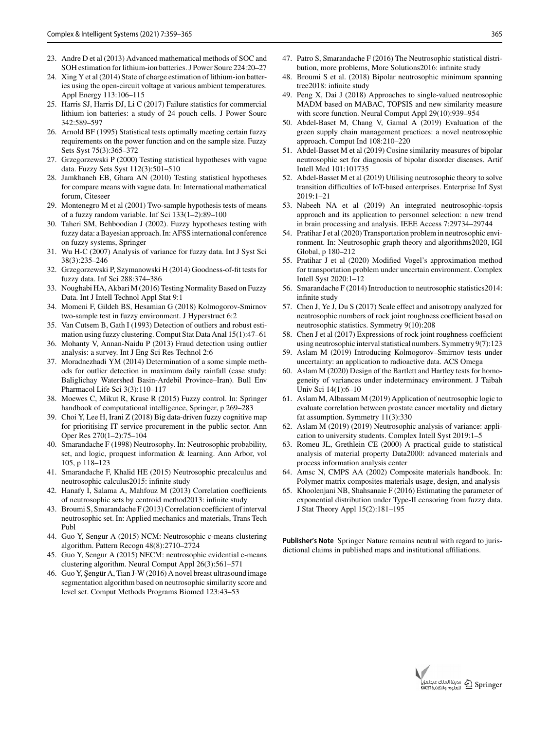23. Andre D et al (2013) Advanced mathematical methods of SOC and SOH estimation for lithium-ion batteries. J Power Sourc 224:20–27
24. Xing Y et al (2014) State of charge estimation of lithium-ion batteries using the open-circuit voltage at various ambient temperatures. Appl Energy 113:106–115
25. Harris SJ, Harris DJ, Li C (2017) Failure statistics for commercial lithium ion batteries: a study of 24 pouch cells. J Power Sourc 342:589–597
26. Arnold BF (1995) Statistical tests optimally meeting certain fuzzy requirements on the power function and on the sample size. Fuzzy Sets Syst 75(3):365–372
27. Grzegorzewski P (2000) Testing statistical hypotheses with vague data. Fuzzy Sets Syst 112(3):501–510
28. Jamkhaneh EB, Ghara AN (2010) Testing statistical hypotheses for compare means with vague data. In: International mathematical forum, Citeseer
29. Montenegro M et al (2001) Two-sample hypothesis tests of means of a fuzzy random variable. Inf Sci 133(1–2):89–100
30. Taheri SM, Behboodian J (2002). Fuzzy hypotheses testing with fuzzy data: a Bayesian approach. In: AFSS international conference on fuzzy systems, Springer
31. Wu H-C (2007) Analysis of variance for fuzzy data. Int J Syst Sci 38(3):235–246
32. Grzegorzewski P, Szymanowski H (2014) Goodness-of-fit tests for fuzzy data. Inf Sci 288:374–386
33. Noughabi HA, Akbari M (2016) Testing Normality Based on Fuzzy Data. Int J Intell Technol Appl Stat 9:1
34. Momeni F, Gildeh BS, Hesamian G (2018) Kolmogorov-Smirnov two-sample test in fuzzy environment. J Hyperstruct 6:2
35. Van Cutsem B, Gath I (1993) Detection of outliers and robust estimation using fuzzy clustering. Comput Stat Data Anal 15(1):47–61
36. Mohanty V, Annan-Naidu P (2013) Fraud detection using outlier analysis: a survey. Int J Eng Sci Res Technol 2:6
37. Moradnezhadi YM (2014) Determination of a some simple methods for outlier detection in maximum daily rainfall (case study: Baliglichay Watershed Basin-Ardebil Province–Iran). Bull Env Pharmacol Life Sci 3(3):110–117
38. Moewes C, Mikut R, Kruse R (2015) Fuzzy control. In: Springer handbook of computational intelligence, Springer, p 269–283
39. Choi Y, Lee H, Irani Z (2018) Big data-driven fuzzy cognitive map for prioritising IT service procurement in the public sector. Ann Oper Res 270(1–2):75–104
40. Smarandache F (1998) Neutrosophy. In: Neutrosophic probability, set, and logic, proquest information & learning. Ann Arbor, vol 105, p 118–123
41. Smarandache F, Khalid HE (2015) Neutrosophic precalculus and neutrosophic calculus2015: infinite study
42. Hanafy I, Salama A, Mahfouz M (2013) Correlation coefficients of neutrosophic sets by centroid method2013: infinite study
43. Broumi S, Smarandache F (2013) Correlation coefficient of interval neutrosophic set. In: Applied mechanics and materials, Trans Tech Publ
44. Guo Y, Sengur A (2015) NCM: Neutrosophic c-means clustering algorithm. Pattern Recogn 48(8):2710–2724
45. Guo Y, Sengur A (2015) NECM: neutrosophic evidential c-means clustering algorithm. Neural Comput Appl 26(3):561–571
46. Guo Y, Şengür A, Tian J-W (2016) A novel breast ultrasound image segmentation algorithm based on neutrosophic similarity score and level set. Comput Methods Programs Biomed 123:43–53
47. Patro S, Smarandache F (2016) The Neutrosophic statistical distribution, more problems, More Solutions2016: infinite study
48. Broumi S et al. (2018) Bipolar neutrosophic minimum spanning tree2018: infinite study
49. Peng X, Dai J (2018) Approaches to single-valued neutrosophic MADM based on MABAC, TOPSIS and new similarity measure with score function. Neural Comput Appl 29(10):939–954
50. Abdel-Baset M, Chang V, Gamal A (2019) Evaluation of the green supply chain management practices: a novel neutrosophic approach. Comput Ind 108:210–220
51. Abdel-Basset M et al (2019) Cosine similarity measures of bipolar neutrosophic set for diagnosis of bipolar disorder diseases. Artif Intell Med 101:101735
52. Abdel-Basset M et al (2019) Utilising neutrosophic theory to solve transition difficulties of IoT-based enterprises. Enterprise Inf Syst 2019:1–21
53. Nabeeh NA et al (2019) An integrated neutrosophic-topsis approach and its application to personnel selection: a new trend in brain processing and analysis. IEEE Access 7:29734–29744
54. Pratihar J et al (2020) Transportation problem in neutrosophic environment. In: Neutrosophic graph theory and algorithms2020, IGI Global, p 180–212
55. Pratihar J et al (2020) Modified Vogel's approximation method for transportation problem under uncertain environment. Complex Intell Syst 2020:1–12
56. Smarandache F (2014) Introduction to neutrosophic statistics2014: infinite study
57. Chen J, Ye J, Du S (2017) Scale effect and anisotropy analyzed for neutrosophic numbers of rock joint roughness coefficient based on neutrosophic statistics. Symmetry 9(10):208
58. Chen J et al (2017) Expressions of rock joint roughness coefficient using neutrosophic interval statistical numbers. Symmetry 9(7):123
59. Aslam M (2019) Introducing Kolmogorov–Smirnov tests under uncertainty: an application to radioactive data. ACS Omega
60. Aslam M (2020) Design of the Bartlett and Hartley tests for homogeneity of variances under indeterminacy environment. J Taibah Univ Sci 14(1):6–10
61. Aslam M, Albassam M (2019) Application of neutrosophic logic to evaluate correlation between prostate cancer mortality and dietary fat assumption. Symmetry 11(3):330
62. Aslam M (2019) (2019) Neutrosophic analysis of variance: application to university students. Complex Intell Syst 2019:1–5
63. Romeu JL, Grethlein CE (2000) A practical guide to statistical analysis of material property Data2000: advanced materials and process information analysis center
64. Amsc N, CMPS AA (2002) Composite materials handbook. In: Polymer matrix composites materials usage, design, and analysis
65. Khoolenjani NB, Shahsanaie F (2016) Estimating the parameter of exponential distribution under Type-II censoring from fuzzy data. J Stat Theory Appl 15(2):181–195

**Publisher's Note** Springer Nature remains neutral with regard to jurisdictional claims in published maps and institutional affiliations.